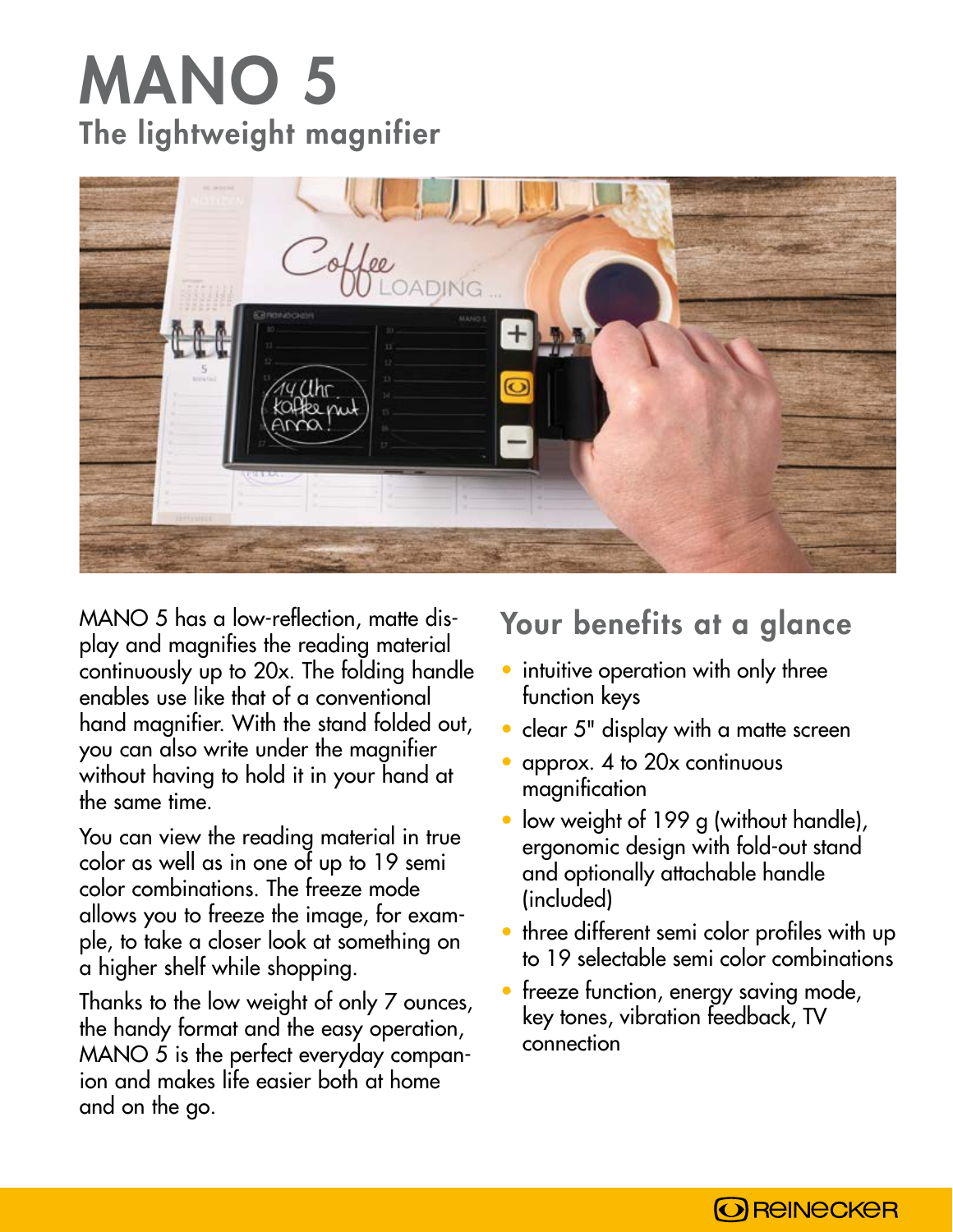# MANO 5

## The lightweight magnifier

MANO 5 has a low-reflection, matte display and magnifies the reading material continuously up to 20x. The folding handle enables use like that of a conventional hand magnifier. With the stand folded out, you can also write under the magnifier without having to hold it in your hand at the same time.

You can view the reading material in true color as well as in one of up to 19 semi color combinations. The freeze mode allows you to freeze the image, for example, to take a closer look at something on a higher shelf while shopping.

Thanks to the low weight of only 7 ounces, the handy format and the easy operation, MANO 5 is the perfect everyday companion and makes life easier both at home and on the go.

## Your benefits at a glance

- intuitive operation with only three function keys
- clear 5" display with a matte screen
- approx. 4 to 20x continuous magnification
- low weight of 199 g (without handle), ergonomic design with fold-out stand and optionally attachable handle (included)
- three different semi color profiles with up to 19 selectable semi color combinations
- freeze function, energy saving mode, key tones, vibration feedback, TV connection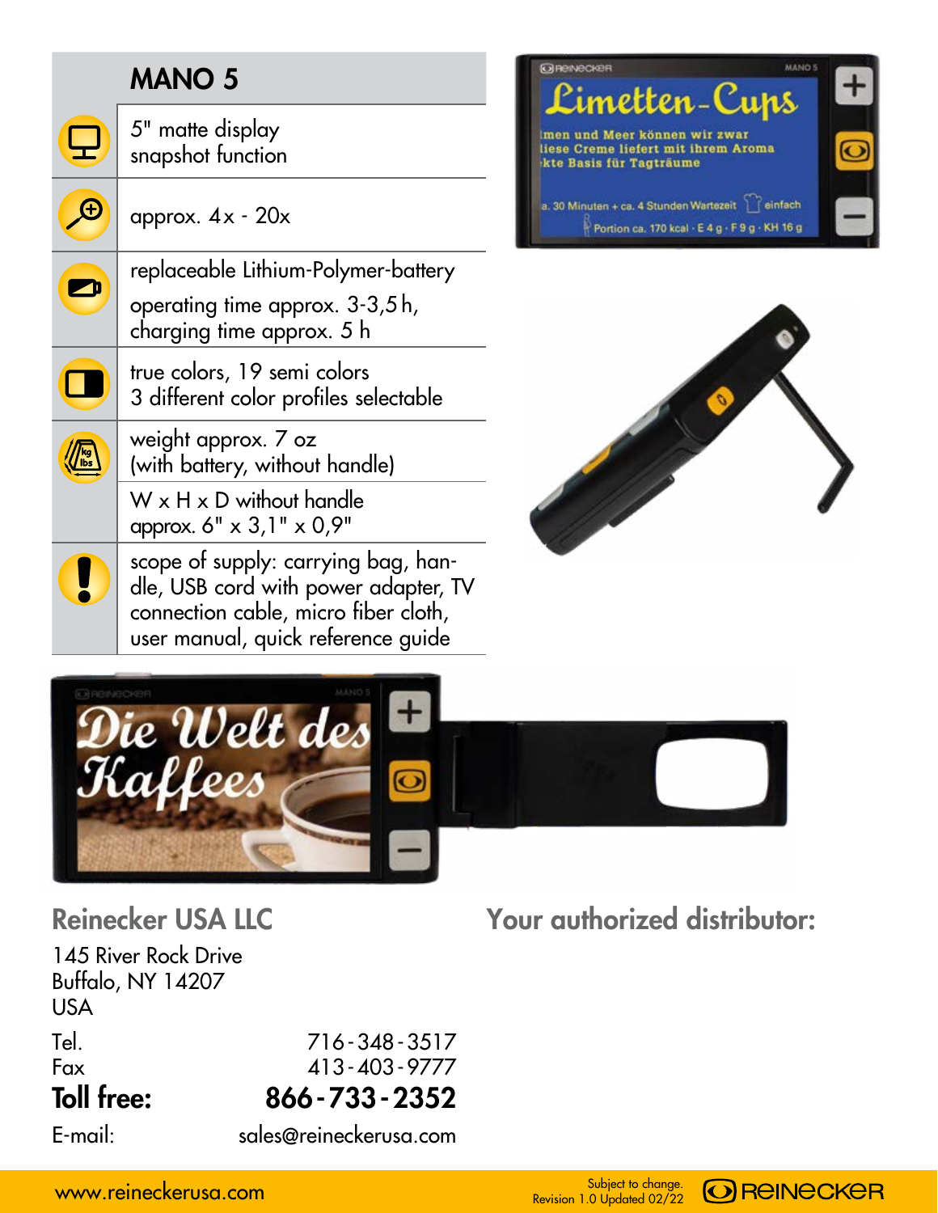## MANO 5

| | |
|---|---|
| | 5" matte display<br>snapshot function |
| | approx. 4x - 20x |
| | replaceable Lithium-Polymer-battery<br>operating time approx. 3-3,5 h,<br>charging time approx. 5 h |
| | true colors, 19 semi colors<br>3 different color profiles selectable |
| | weight approx. 7 oz<br>(with battery, without handle) |
| | W x H x D without handle<br>approx. 6" x 3,1" x 0,9" |
| | scope of supply: carrying bag, handle, USB cord with power adapter, TV connection cable, micro fiber cloth, user manual, quick reference guide |

## Reinecker USA LLC

145 River Rock Drive
Buffalo, NY 14207
USA

| | |
|---|---|
| Tel. | 716-348-3517 |
| Fax | 413-403-9777 |
| **Toll free:** | **866-733-2352** |
| E-mail: | sales@reineckerusa.com |

## Your authorized distributor:

www.reineckerusa.com

Subject to change.
Revision 1.0 Updated 02/22

REINECKER